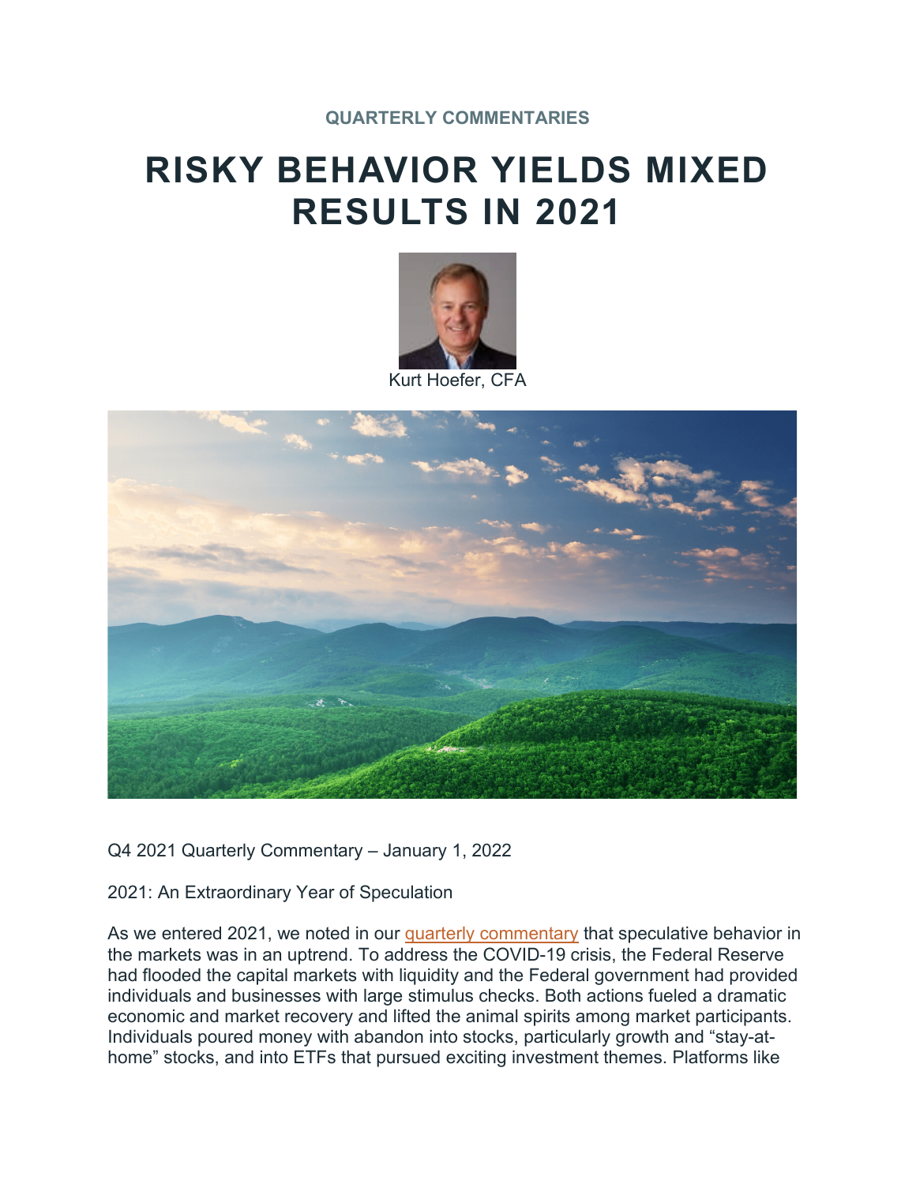QUARTERLY COMMENTARIES

# RISKY BEHAVIOR YIELDS MIXED RESULTS IN 2021

Kurt Hoefer, CFA

Q4 2021 Quarterly Commentary – January 1, 2022

2021: An Extraordinary Year of Speculation

As we entered 2021, we noted in our quarterly commentary that speculative behavior in the markets was in an uptrend. To address the COVID-19 crisis, the Federal Reserve had flooded the capital markets with liquidity and the Federal government had provided individuals and businesses with large stimulus checks. Both actions fueled a dramatic economic and market recovery and lifted the animal spirits among market participants. Individuals poured money with abandon into stocks, particularly growth and "stay-at-home" stocks, and into ETFs that pursued exciting investment themes. Platforms like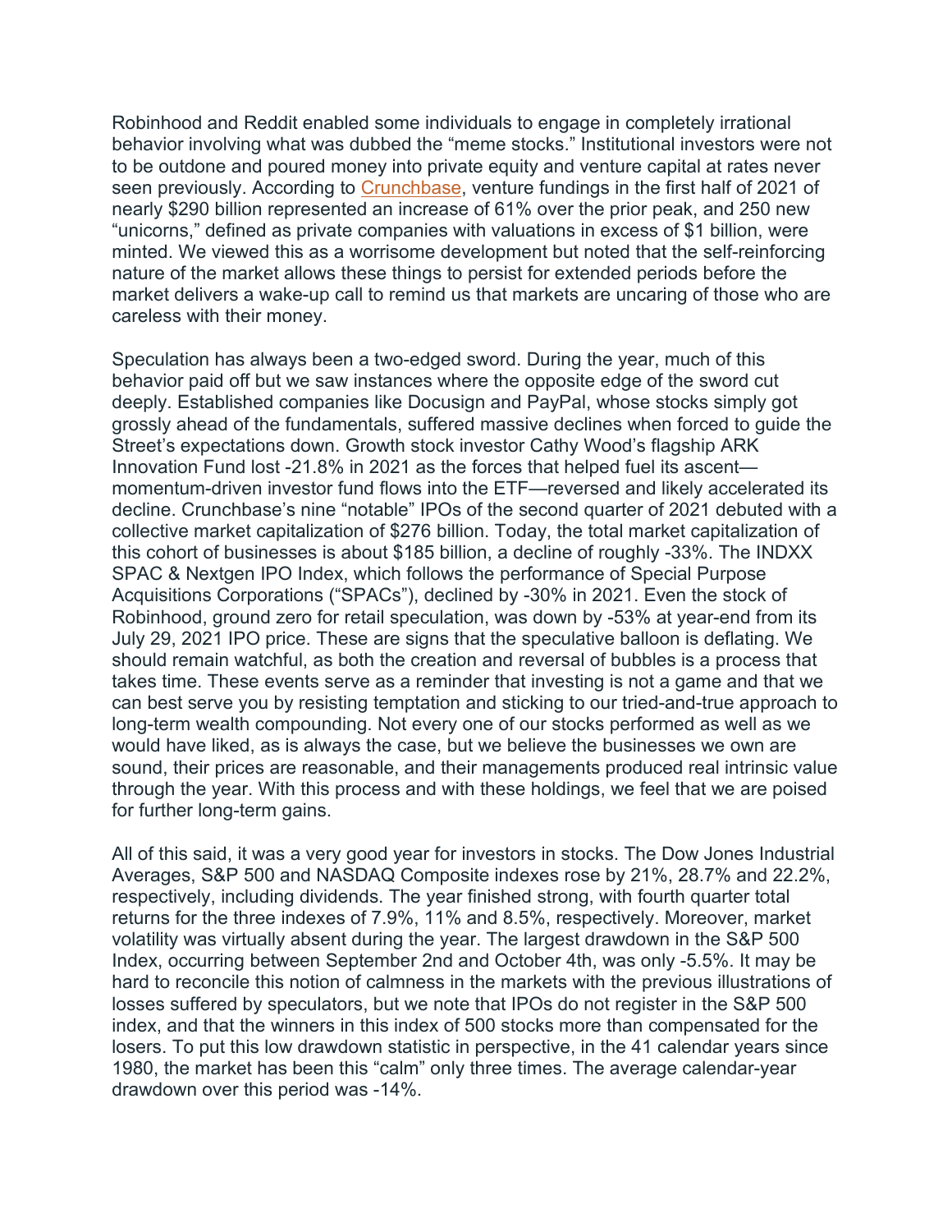Robinhood and Reddit enabled some individuals to engage in completely irrational behavior involving what was dubbed the "meme stocks." Institutional investors were not to be outdone and poured money into private equity and venture capital at rates never seen previously. According to Crunchbase, venture fundings in the first half of 2021 of nearly $290 billion represented an increase of 61% over the prior peak, and 250 new "unicorns," defined as private companies with valuations in excess of $1 billion, were minted. We viewed this as a worrisome development but noted that the self-reinforcing nature of the market allows these things to persist for extended periods before the market delivers a wake-up call to remind us that markets are uncaring of those who are careless with their money.

Speculation has always been a two-edged sword. During the year, much of this behavior paid off but we saw instances where the opposite edge of the sword cut deeply. Established companies like Docusign and PayPal, whose stocks simply got grossly ahead of the fundamentals, suffered massive declines when forced to guide the Street's expectations down. Growth stock investor Cathy Wood's flagship ARK Innovation Fund lost -21.8% in 2021 as the forces that helped fuel its ascent—momentum-driven investor fund flows into the ETF—reversed and likely accelerated its decline. Crunchbase's nine "notable" IPOs of the second quarter of 2021 debuted with a collective market capitalization of $276 billion. Today, the total market capitalization of this cohort of businesses is about $185 billion, a decline of roughly -33%. The INDXX SPAC & Nextgen IPO Index, which follows the performance of Special Purpose Acquisitions Corporations ("SPACs"), declined by -30% in 2021. Even the stock of Robinhood, ground zero for retail speculation, was down by -53% at year-end from its July 29, 2021 IPO price. These are signs that the speculative balloon is deflating. We should remain watchful, as both the creation and reversal of bubbles is a process that takes time. These events serve as a reminder that investing is not a game and that we can best serve you by resisting temptation and sticking to our tried-and-true approach to long-term wealth compounding. Not every one of our stocks performed as well as we would have liked, as is always the case, but we believe the businesses we own are sound, their prices are reasonable, and their managements produced real intrinsic value through the year. With this process and with these holdings, we feel that we are poised for further long-term gains.

All of this said, it was a very good year for investors in stocks. The Dow Jones Industrial Averages, S&P 500 and NASDAQ Composite indexes rose by 21%, 28.7% and 22.2%, respectively, including dividends. The year finished strong, with fourth quarter total returns for the three indexes of 7.9%, 11% and 8.5%, respectively. Moreover, market volatility was virtually absent during the year. The largest drawdown in the S&P 500 Index, occurring between September 2nd and October 4th, was only -5.5%. It may be hard to reconcile this notion of calmness in the markets with the previous illustrations of losses suffered by speculators, but we note that IPOs do not register in the S&P 500 index, and that the winners in this index of 500 stocks more than compensated for the losers. To put this low drawdown statistic in perspective, in the 41 calendar years since 1980, the market has been this "calm" only three times. The average calendar-year drawdown over this period was -14%.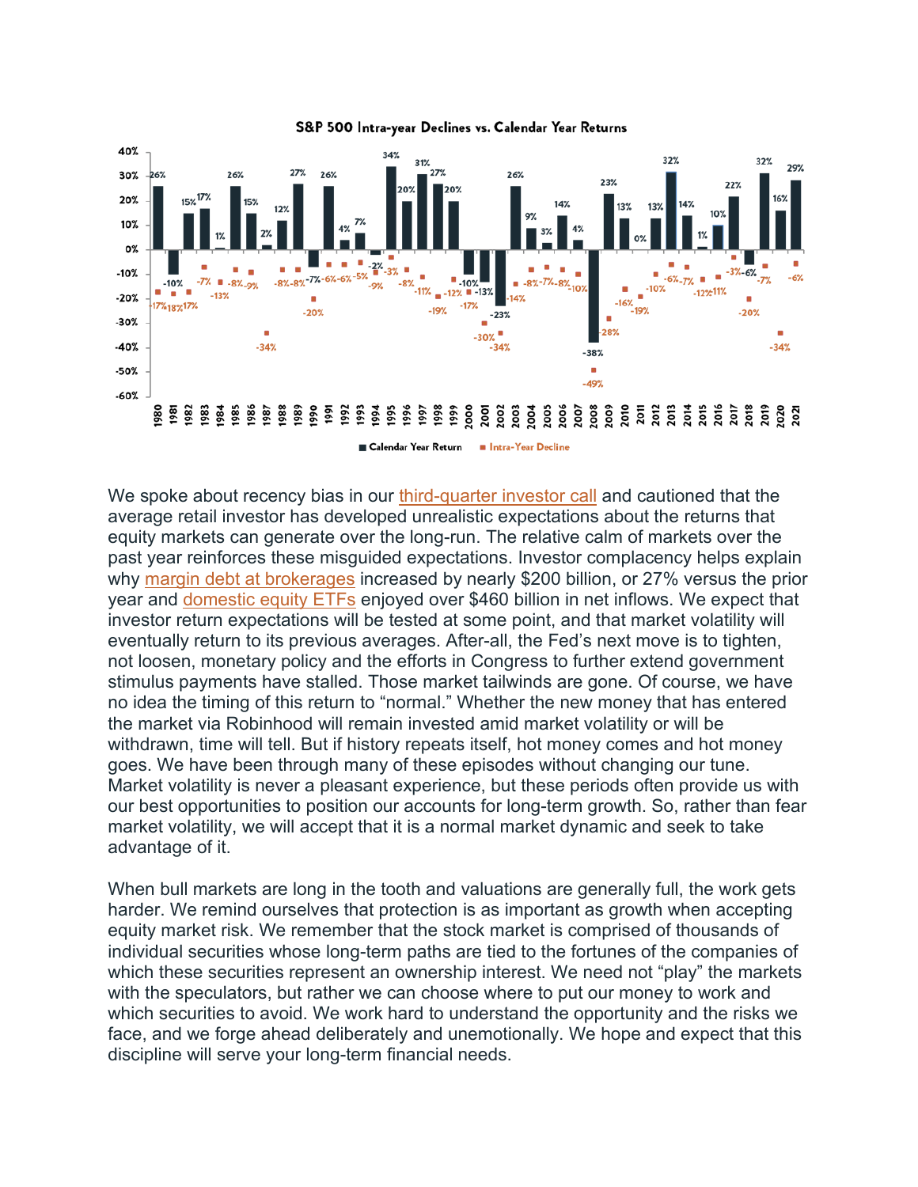S&P 500 Intra-year Declines vs. Calendar Year Returns

Calendar Year Return   Intra-Year Decline

We spoke about recency bias in our third-quarter investor call and cautioned that the average retail investor has developed unrealistic expectations about the returns that equity markets can generate over the long-run. The relative calm of markets over the past year reinforces these misguided expectations. Investor complacency helps explain why margin debt at brokerages increased by nearly $200 billion, or 27% versus the prior year and domestic equity ETFs enjoyed over $460 billion in net inflows. We expect that investor return expectations will be tested at some point, and that market volatility will eventually return to its previous averages. After-all, the Fed's next move is to tighten, not loosen, monetary policy and the efforts in Congress to further extend government stimulus payments have stalled. Those market tailwinds are gone. Of course, we have no idea the timing of this return to "normal." Whether the new money that has entered the market via Robinhood will remain invested amid market volatility or will be withdrawn, time will tell. But if history repeats itself, hot money comes and hot money goes. We have been through many of these episodes without changing our tune. Market volatility is never a pleasant experience, but these periods often provide us with our best opportunities to position our accounts for long-term growth. So, rather than fear market volatility, we will accept that it is a normal market dynamic and seek to take advantage of it.

When bull markets are long in the tooth and valuations are generally full, the work gets harder. We remind ourselves that protection is as important as growth when accepting equity market risk. We remember that the stock market is comprised of thousands of individual securities whose long-term paths are tied to the fortunes of the companies of which these securities represent an ownership interest. We need not "play" the markets with the speculators, but rather we can choose where to put our money to work and which securities to avoid. We work hard to understand the opportunity and the risks we face, and we forge ahead deliberately and unemotionally. We hope and expect that this discipline will serve your long-term financial needs.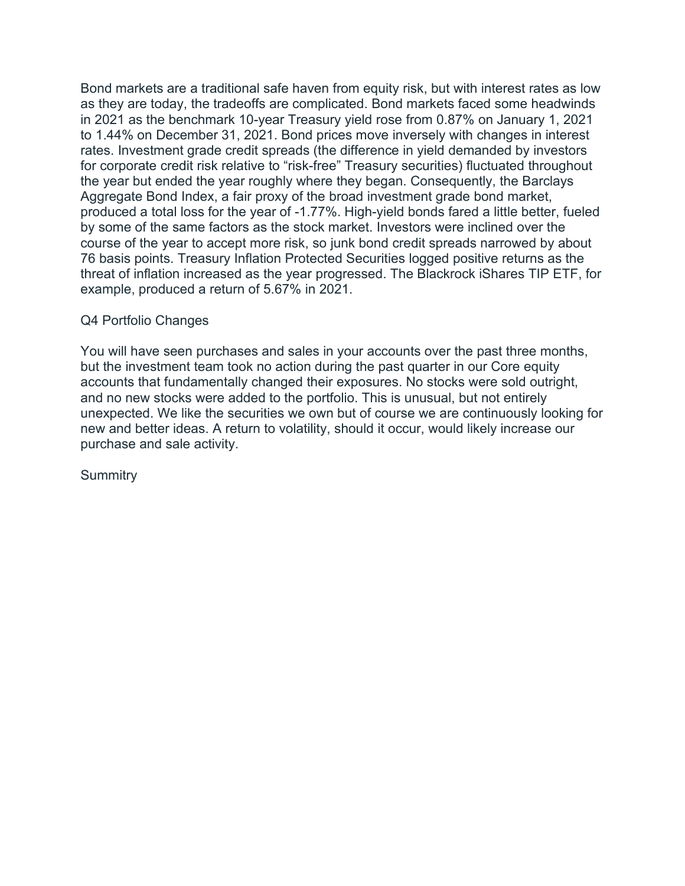Bond markets are a traditional safe haven from equity risk, but with interest rates as low as they are today, the tradeoffs are complicated. Bond markets faced some headwinds in 2021 as the benchmark 10-year Treasury yield rose from 0.87% on January 1, 2021 to 1.44% on December 31, 2021. Bond prices move inversely with changes in interest rates. Investment grade credit spreads (the difference in yield demanded by investors for corporate credit risk relative to "risk-free" Treasury securities) fluctuated throughout the year but ended the year roughly where they began. Consequently, the Barclays Aggregate Bond Index, a fair proxy of the broad investment grade bond market, produced a total loss for the year of -1.77%. High-yield bonds fared a little better, fueled by some of the same factors as the stock market. Investors were inclined over the course of the year to accept more risk, so junk bond credit spreads narrowed by about 76 basis points. Treasury Inflation Protected Securities logged positive returns as the threat of inflation increased as the year progressed. The Blackrock iShares TIP ETF, for example, produced a return of 5.67% in 2021.

## Q4 Portfolio Changes

You will have seen purchases and sales in your accounts over the past three months, but the investment team took no action during the past quarter in our Core equity accounts that fundamentally changed their exposures. No stocks were sold outright, and no new stocks were added to the portfolio. This is unusual, but not entirely unexpected. We like the securities we own but of course we are continuously looking for new and better ideas. A return to volatility, should it occur, would likely increase our purchase and sale activity.

## Summitry